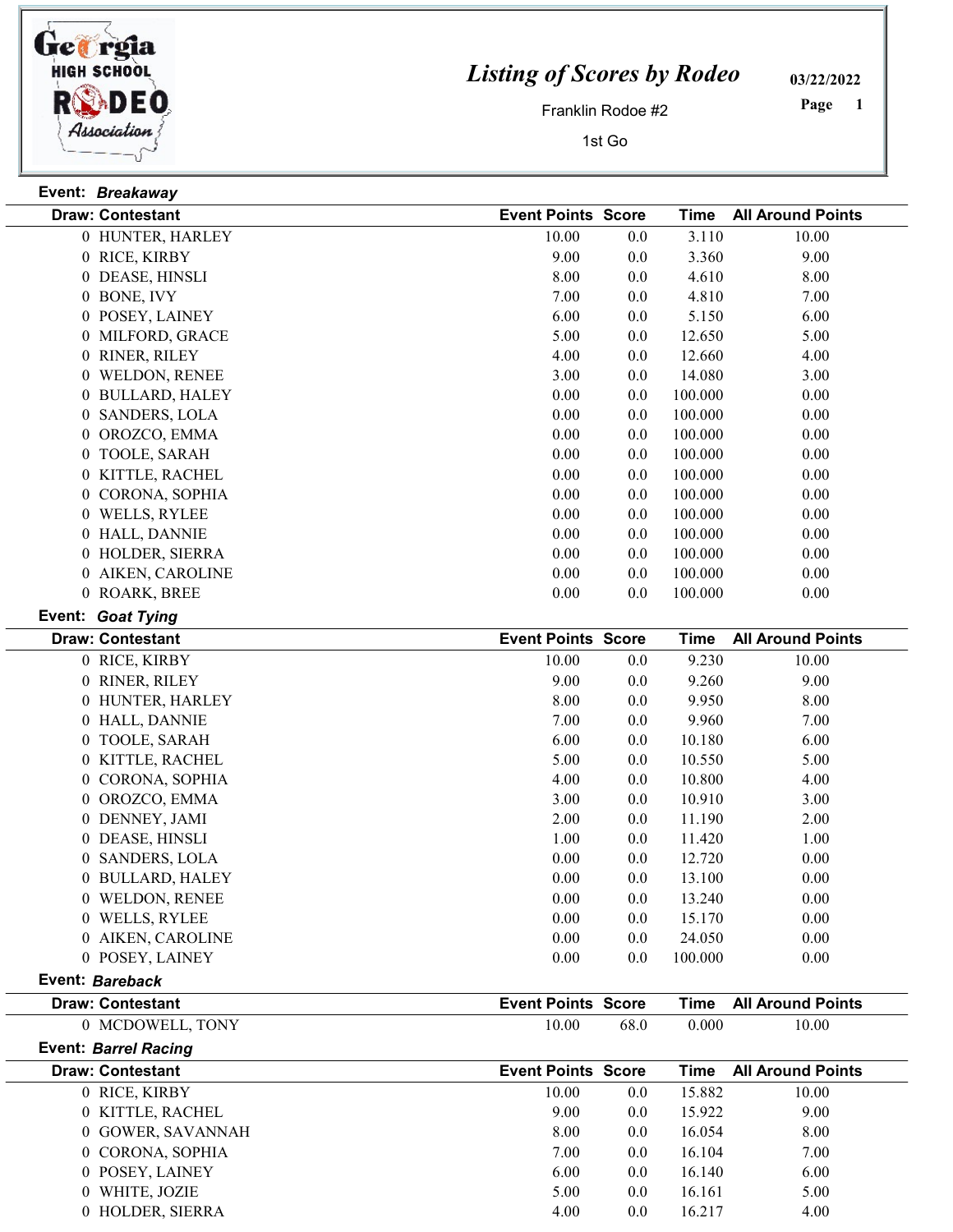# Listing of Scores by Rodeo

Franklin Rodoe #2

1st Go

03/22/2022

**Event:** ***Breakaway***

| Draw | Contestant | Event Points | Score | Time | All Around Points |
|---|---|---|---|---|---|
| 0 | HUNTER, HARLEY | 10.00 | 0.0 | 3.110 | 10.00 |
| 0 | RICE, KIRBY | 9.00 | 0.0 | 3.360 | 9.00 |
| 0 | DEASE, HINSLI | 8.00 | 0.0 | 4.610 | 8.00 |
| 0 | BONE, IVY | 7.00 | 0.0 | 4.810 | 7.00 |
| 0 | POSEY, LAINEY | 6.00 | 0.0 | 5.150 | 6.00 |
| 0 | MILFORD, GRACE | 5.00 | 0.0 | 12.650 | 5.00 |
| 0 | RINER, RILEY | 4.00 | 0.0 | 12.660 | 4.00 |
| 0 | WELDON, RENEE | 3.00 | 0.0 | 14.080 | 3.00 |
| 0 | BULLARD, HALEY | 0.00 | 0.0 | 100.000 | 0.00 |
| 0 | SANDERS, LOLA | 0.00 | 0.0 | 100.000 | 0.00 |
| 0 | OROZCO, EMMA | 0.00 | 0.0 | 100.000 | 0.00 |
| 0 | TOOLE, SARAH | 0.00 | 0.0 | 100.000 | 0.00 |
| 0 | KITTLE, RACHEL | 0.00 | 0.0 | 100.000 | 0.00 |
| 0 | CORONA, SOPHIA | 0.00 | 0.0 | 100.000 | 0.00 |
| 0 | WELLS, RYLEE | 0.00 | 0.0 | 100.000 | 0.00 |
| 0 | HALL, DANNIE | 0.00 | 0.0 | 100.000 | 0.00 |
| 0 | HOLDER, SIERRA | 0.00 | 0.0 | 100.000 | 0.00 |
| 0 | AIKEN, CAROLINE | 0.00 | 0.0 | 100.000 | 0.00 |
| 0 | ROARK, BREE | 0.00 | 0.0 | 100.000 | 0.00 |

**Event:** ***Goat Tying***

| Draw | Contestant | Event Points | Score | Time | All Around Points |
|---|---|---|---|---|---|
| 0 | RICE, KIRBY | 10.00 | 0.0 | 9.230 | 10.00 |
| 0 | RINER, RILEY | 9.00 | 0.0 | 9.260 | 9.00 |
| 0 | HUNTER, HARLEY | 8.00 | 0.0 | 9.950 | 8.00 |
| 0 | HALL, DANNIE | 7.00 | 0.0 | 9.960 | 7.00 |
| 0 | TOOLE, SARAH | 6.00 | 0.0 | 10.180 | 6.00 |
| 0 | KITTLE, RACHEL | 5.00 | 0.0 | 10.550 | 5.00 |
| 0 | CORONA, SOPHIA | 4.00 | 0.0 | 10.800 | 4.00 |
| 0 | OROZCO, EMMA | 3.00 | 0.0 | 10.910 | 3.00 |
| 0 | DENNEY, JAMI | 2.00 | 0.0 | 11.190 | 2.00 |
| 0 | DEASE, HINSLI | 1.00 | 0.0 | 11.420 | 1.00 |
| 0 | SANDERS, LOLA | 0.00 | 0.0 | 12.720 | 0.00 |
| 0 | BULLARD, HALEY | 0.00 | 0.0 | 13.100 | 0.00 |
| 0 | WELDON, RENEE | 0.00 | 0.0 | 13.240 | 0.00 |
| 0 | WELLS, RYLEE | 0.00 | 0.0 | 15.170 | 0.00 |
| 0 | AIKEN, CAROLINE | 0.00 | 0.0 | 24.050 | 0.00 |
| 0 | POSEY, LAINEY | 0.00 | 0.0 | 100.000 | 0.00 |

**Event:** ***Bareback***

| Draw | Contestant | Event Points | Score | Time | All Around Points |
|---|---|---|---|---|---|
| 0 | MCDOWELL, TONY | 10.00 | 68.0 | 0.000 | 10.00 |

**Event:** ***Barrel Racing***

| Draw | Contestant | Event Points | Score | Time | All Around Points |
|---|---|---|---|---|---|
| 0 | RICE, KIRBY | 10.00 | 0.0 | 15.882 | 10.00 |
| 0 | KITTLE, RACHEL | 9.00 | 0.0 | 15.922 | 9.00 |
| 0 | GOWER, SAVANNAH | 8.00 | 0.0 | 16.054 | 8.00 |
| 0 | CORONA, SOPHIA | 7.00 | 0.0 | 16.104 | 7.00 |
| 0 | POSEY, LAINEY | 6.00 | 0.0 | 16.140 | 6.00 |
| 0 | WHITE, JOZIE | 5.00 | 0.0 | 16.161 | 5.00 |
| 0 | HOLDER, SIERRA | 4.00 | 0.0 | 16.217 | 4.00 |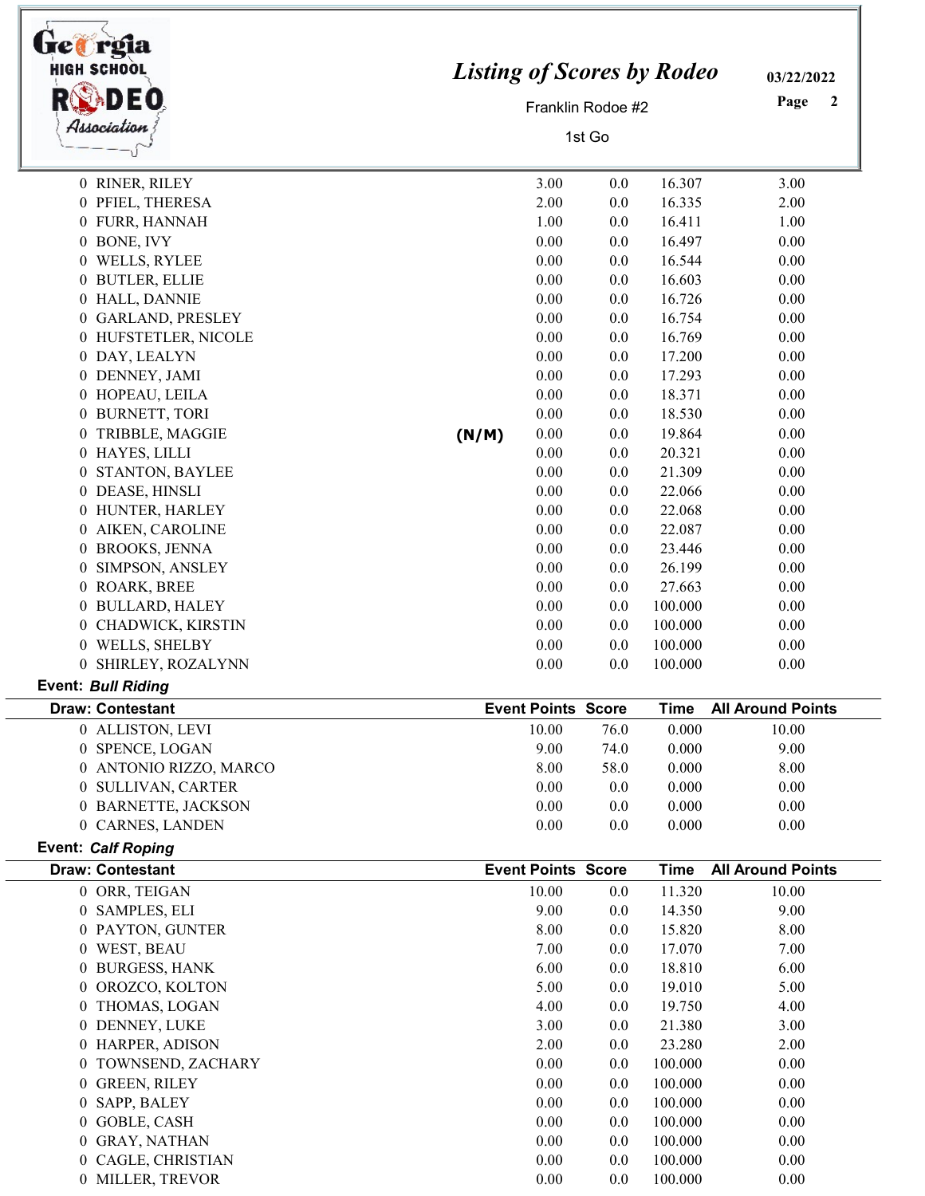| Draw: Contestant | | Event Points | Score | Time | All Around Points |
|---|---|---|---|---|---|
| 0 RINER, RILEY | | 3.00 | 0.0 | 16.307 | 3.00 |
| 0 PFIEL, THERESA | | 2.00 | 0.0 | 16.335 | 2.00 |
| 0 FURR, HANNAH | | 1.00 | 0.0 | 16.411 | 1.00 |
| 0 BONE, IVY | | 0.00 | 0.0 | 16.497 | 0.00 |
| 0 WELLS, RYLEE | | 0.00 | 0.0 | 16.544 | 0.00 |
| 0 BUTLER, ELLIE | | 0.00 | 0.0 | 16.603 | 0.00 |
| 0 HALL, DANNIE | | 0.00 | 0.0 | 16.726 | 0.00 |
| 0 GARLAND, PRESLEY | | 0.00 | 0.0 | 16.754 | 0.00 |
| 0 HUFSTETLER, NICOLE | | 0.00 | 0.0 | 16.769 | 0.00 |
| 0 DAY, LEALYN | | 0.00 | 0.0 | 17.200 | 0.00 |
| 0 DENNEY, JAMI | | 0.00 | 0.0 | 17.293 | 0.00 |
| 0 HOPEAU, LEILA | | 0.00 | 0.0 | 18.371 | 0.00 |
| 0 BURNETT, TORI | | 0.00 | 0.0 | 18.530 | 0.00 |
| 0 TRIBBLE, MAGGIE | (N/M) | 0.00 | 0.0 | 19.864 | 0.00 |
| 0 HAYES, LILLI | | 0.00 | 0.0 | 20.321 | 0.00 |
| 0 STANTON, BAYLEE | | 0.00 | 0.0 | 21.309 | 0.00 |
| 0 DEASE, HINSLI | | 0.00 | 0.0 | 22.066 | 0.00 |
| 0 HUNTER, HARLEY | | 0.00 | 0.0 | 22.068 | 0.00 |
| 0 AIKEN, CAROLINE | | 0.00 | 0.0 | 22.087 | 0.00 |
| 0 BROOKS, JENNA | | 0.00 | 0.0 | 23.446 | 0.00 |
| 0 SIMPSON, ANSLEY | | 0.00 | 0.0 | 26.199 | 0.00 |
| 0 ROARK, BREE | | 0.00 | 0.0 | 27.663 | 0.00 |
| 0 BULLARD, HALEY | | 0.00 | 0.0 | 100.000 | 0.00 |
| 0 CHADWICK, KIRSTIN | | 0.00 | 0.0 | 100.000 | 0.00 |
| 0 WELLS, SHELBY | | 0.00 | 0.0 | 100.000 | 0.00 |
| 0 SHIRLEY, ROZALYNN | | 0.00 | 0.0 | 100.000 | 0.00 |

**Event:** ***Bull Riding***

| Draw: Contestant | Event Points | Score | Time | All Around Points |
|---|---|---|---|---|
| 0 ALLISTON, LEVI | 10.00 | 76.0 | 0.000 | 10.00 |
| 0 SPENCE, LOGAN | 9.00 | 74.0 | 0.000 | 9.00 |
| 0 ANTONIO RIZZO, MARCO | 8.00 | 58.0 | 0.000 | 8.00 |
| 0 SULLIVAN, CARTER | 0.00 | 0.0 | 0.000 | 0.00 |
| 0 BARNETTE, JACKSON | 0.00 | 0.0 | 0.000 | 0.00 |
| 0 CARNES, LANDEN | 0.00 | 0.0 | 0.000 | 0.00 |

**Event:** ***Calf Roping***

| Draw: Contestant | Event Points | Score | Time | All Around Points |
|---|---|---|---|---|
| 0 ORR, TEIGAN | 10.00 | 0.0 | 11.320 | 10.00 |
| 0 SAMPLES, ELI | 9.00 | 0.0 | 14.350 | 9.00 |
| 0 PAYTON, GUNTER | 8.00 | 0.0 | 15.820 | 8.00 |
| 0 WEST, BEAU | 7.00 | 0.0 | 17.070 | 7.00 |
| 0 BURGESS, HANK | 6.00 | 0.0 | 18.810 | 6.00 |
| 0 OROZCO, KOLTON | 5.00 | 0.0 | 19.010 | 5.00 |
| 0 THOMAS, LOGAN | 4.00 | 0.0 | 19.750 | 4.00 |
| 0 DENNEY, LUKE | 3.00 | 0.0 | 21.380 | 3.00 |
| 0 HARPER, ADISON | 2.00 | 0.0 | 23.280 | 2.00 |
| 0 TOWNSEND, ZACHARY | 0.00 | 0.0 | 100.000 | 0.00 |
| 0 GREEN, RILEY | 0.00 | 0.0 | 100.000 | 0.00 |
| 0 SAPP, BALEY | 0.00 | 0.0 | 100.000 | 0.00 |
| 0 GOBLE, CASH | 0.00 | 0.0 | 100.000 | 0.00 |
| 0 GRAY, NATHAN | 0.00 | 0.0 | 100.000 | 0.00 |
| 0 CAGLE, CHRISTIAN | 0.00 | 0.0 | 100.000 | 0.00 |
| 0 MILLER, TREVOR | 0.00 | 0.0 | 100.000 | 0.00 |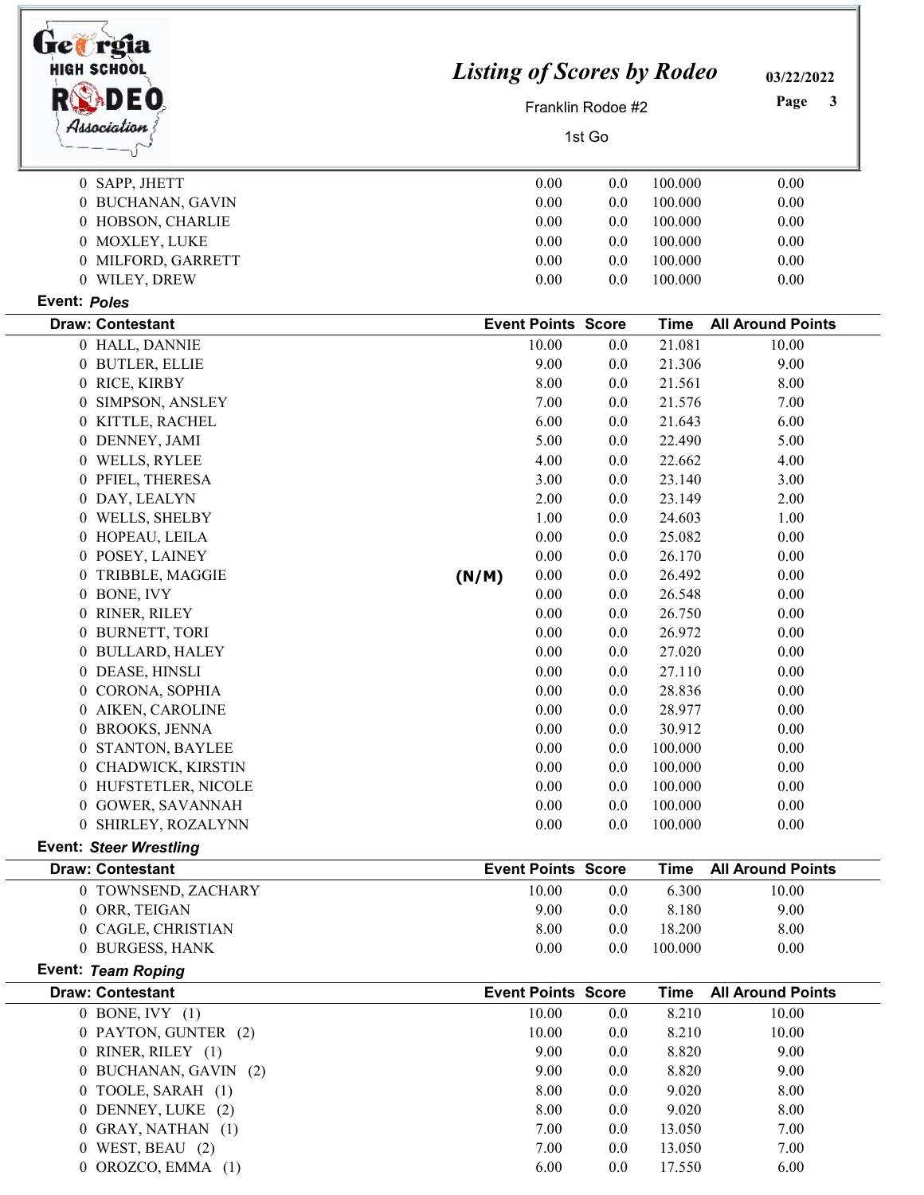# Listing of Scores by Rodeo

Franklin Rodoe #2

1st Go

03/22/2022

| Draw: Contestant | | Event Points | Score | Time | All Around Points |
|---|---|---|---|---|---|
| 0 SAPP, JHETT | | 0.00 | 0.0 | 100.000 | 0.00 |
| 0 BUCHANAN, GAVIN | | 0.00 | 0.0 | 100.000 | 0.00 |
| 0 HOBSON, CHARLIE | | 0.00 | 0.0 | 100.000 | 0.00 |
| 0 MOXLEY, LUKE | | 0.00 | 0.0 | 100.000 | 0.00 |
| 0 MILFORD, GARRETT | | 0.00 | 0.0 | 100.000 | 0.00 |
| 0 WILEY, DREW | | 0.00 | 0.0 | 100.000 | 0.00 |

**Event:** ***Poles***

| Draw: Contestant | | Event Points | Score | Time | All Around Points |
|---|---|---|---|---|---|
| 0 HALL, DANNIE | | 10.00 | 0.0 | 21.081 | 10.00 |
| 0 BUTLER, ELLIE | | 9.00 | 0.0 | 21.306 | 9.00 |
| 0 RICE, KIRBY | | 8.00 | 0.0 | 21.561 | 8.00 |
| 0 SIMPSON, ANSLEY | | 7.00 | 0.0 | 21.576 | 7.00 |
| 0 KITTLE, RACHEL | | 6.00 | 0.0 | 21.643 | 6.00 |
| 0 DENNEY, JAMI | | 5.00 | 0.0 | 22.490 | 5.00 |
| 0 WELLS, RYLEE | | 4.00 | 0.0 | 22.662 | 4.00 |
| 0 PFIEL, THERESA | | 3.00 | 0.0 | 23.140 | 3.00 |
| 0 DAY, LEALYN | | 2.00 | 0.0 | 23.149 | 2.00 |
| 0 WELLS, SHELBY | | 1.00 | 0.0 | 24.603 | 1.00 |
| 0 HOPEAU, LEILA | | 0.00 | 0.0 | 25.082 | 0.00 |
| 0 POSEY, LAINEY | | 0.00 | 0.0 | 26.170 | 0.00 |
| 0 TRIBBLE, MAGGIE | (N/M) | 0.00 | 0.0 | 26.492 | 0.00 |
| 0 BONE, IVY | | 0.00 | 0.0 | 26.548 | 0.00 |
| 0 RINER, RILEY | | 0.00 | 0.0 | 26.750 | 0.00 |
| 0 BURNETT, TORI | | 0.00 | 0.0 | 26.972 | 0.00 |
| 0 BULLARD, HALEY | | 0.00 | 0.0 | 27.020 | 0.00 |
| 0 DEASE, HINSLI | | 0.00 | 0.0 | 27.110 | 0.00 |
| 0 CORONA, SOPHIA | | 0.00 | 0.0 | 28.836 | 0.00 |
| 0 AIKEN, CAROLINE | | 0.00 | 0.0 | 28.977 | 0.00 |
| 0 BROOKS, JENNA | | 0.00 | 0.0 | 30.912 | 0.00 |
| 0 STANTON, BAYLEE | | 0.00 | 0.0 | 100.000 | 0.00 |
| 0 CHADWICK, KIRSTIN | | 0.00 | 0.0 | 100.000 | 0.00 |
| 0 HUFSTETLER, NICOLE | | 0.00 | 0.0 | 100.000 | 0.00 |
| 0 GOWER, SAVANNAH | | 0.00 | 0.0 | 100.000 | 0.00 |
| 0 SHIRLEY, ROZALYNN | | 0.00 | 0.0 | 100.000 | 0.00 |

**Event:** ***Steer Wrestling***

| Draw: Contestant | Event Points | Score | Time | All Around Points |
|---|---|---|---|---|
| 0 TOWNSEND, ZACHARY | 10.00 | 0.0 | 6.300 | 10.00 |
| 0 ORR, TEIGAN | 9.00 | 0.0 | 8.180 | 9.00 |
| 0 CAGLE, CHRISTIAN | 8.00 | 0.0 | 18.200 | 8.00 |
| 0 BURGESS, HANK | 0.00 | 0.0 | 100.000 | 0.00 |

**Event:** ***Team Roping***

| Draw: Contestant | Event Points | Score | Time | All Around Points |
|---|---|---|---|---|
| 0 BONE, IVY (1) | 10.00 | 0.0 | 8.210 | 10.00 |
| 0 PAYTON, GUNTER (2) | 10.00 | 0.0 | 8.210 | 10.00 |
| 0 RINER, RILEY (1) | 9.00 | 0.0 | 8.820 | 9.00 |
| 0 BUCHANAN, GAVIN (2) | 9.00 | 0.0 | 8.820 | 9.00 |
| 0 TOOLE, SARAH (1) | 8.00 | 0.0 | 9.020 | 8.00 |
| 0 DENNEY, LUKE (2) | 8.00 | 0.0 | 9.020 | 8.00 |
| 0 GRAY, NATHAN (1) | 7.00 | 0.0 | 13.050 | 7.00 |
| 0 WEST, BEAU (2) | 7.00 | 0.0 | 13.050 | 7.00 |
| 0 OROZCO, EMMA (1) | 6.00 | 0.0 | 17.550 | 6.00 |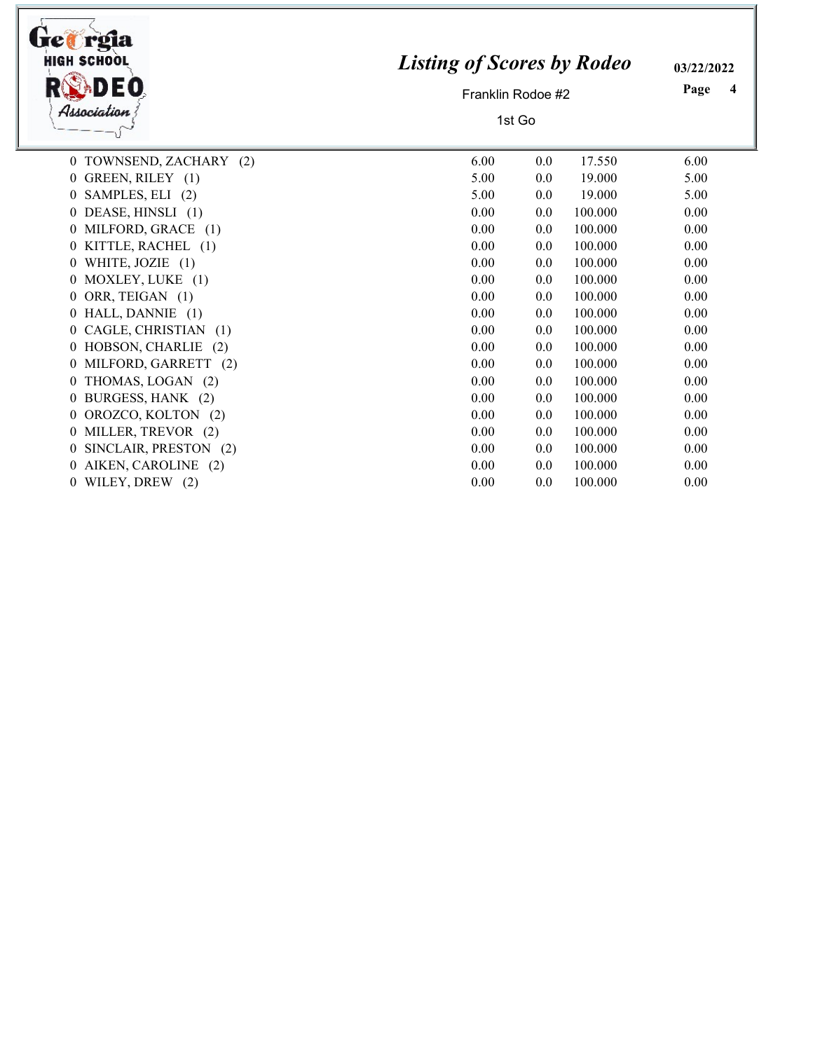| | | | | | |
|---|---|---|---|---|---|
| 0 | TOWNSEND, ZACHARY (2) | 6.00 | 0.0 | 17.550 | 6.00 |
| 0 | GREEN, RILEY (1) | 5.00 | 0.0 | 19.000 | 5.00 |
| 0 | SAMPLES, ELI (2) | 5.00 | 0.0 | 19.000 | 5.00 |
| 0 | DEASE, HINSLI (1) | 0.00 | 0.0 | 100.000 | 0.00 |
| 0 | MILFORD, GRACE (1) | 0.00 | 0.0 | 100.000 | 0.00 |
| 0 | KITTLE, RACHEL (1) | 0.00 | 0.0 | 100.000 | 0.00 |
| 0 | WHITE, JOZIE (1) | 0.00 | 0.0 | 100.000 | 0.00 |
| 0 | MOXLEY, LUKE (1) | 0.00 | 0.0 | 100.000 | 0.00 |
| 0 | ORR, TEIGAN (1) | 0.00 | 0.0 | 100.000 | 0.00 |
| 0 | HALL, DANNIE (1) | 0.00 | 0.0 | 100.000 | 0.00 |
| 0 | CAGLE, CHRISTIAN (1) | 0.00 | 0.0 | 100.000 | 0.00 |
| 0 | HOBSON, CHARLIE (2) | 0.00 | 0.0 | 100.000 | 0.00 |
| 0 | MILFORD, GARRETT (2) | 0.00 | 0.0 | 100.000 | 0.00 |
| 0 | THOMAS, LOGAN (2) | 0.00 | 0.0 | 100.000 | 0.00 |
| 0 | BURGESS, HANK (2) | 0.00 | 0.0 | 100.000 | 0.00 |
| 0 | OROZCO, KOLTON (2) | 0.00 | 0.0 | 100.000 | 0.00 |
| 0 | MILLER, TREVOR (2) | 0.00 | 0.0 | 100.000 | 0.00 |
| 0 | SINCLAIR, PRESTON (2) | 0.00 | 0.0 | 100.000 | 0.00 |
| 0 | AIKEN, CAROLINE (2) | 0.00 | 0.0 | 100.000 | 0.00 |
| 0 | WILEY, DREW (2) | 0.00 | 0.0 | 100.000 | 0.00 |